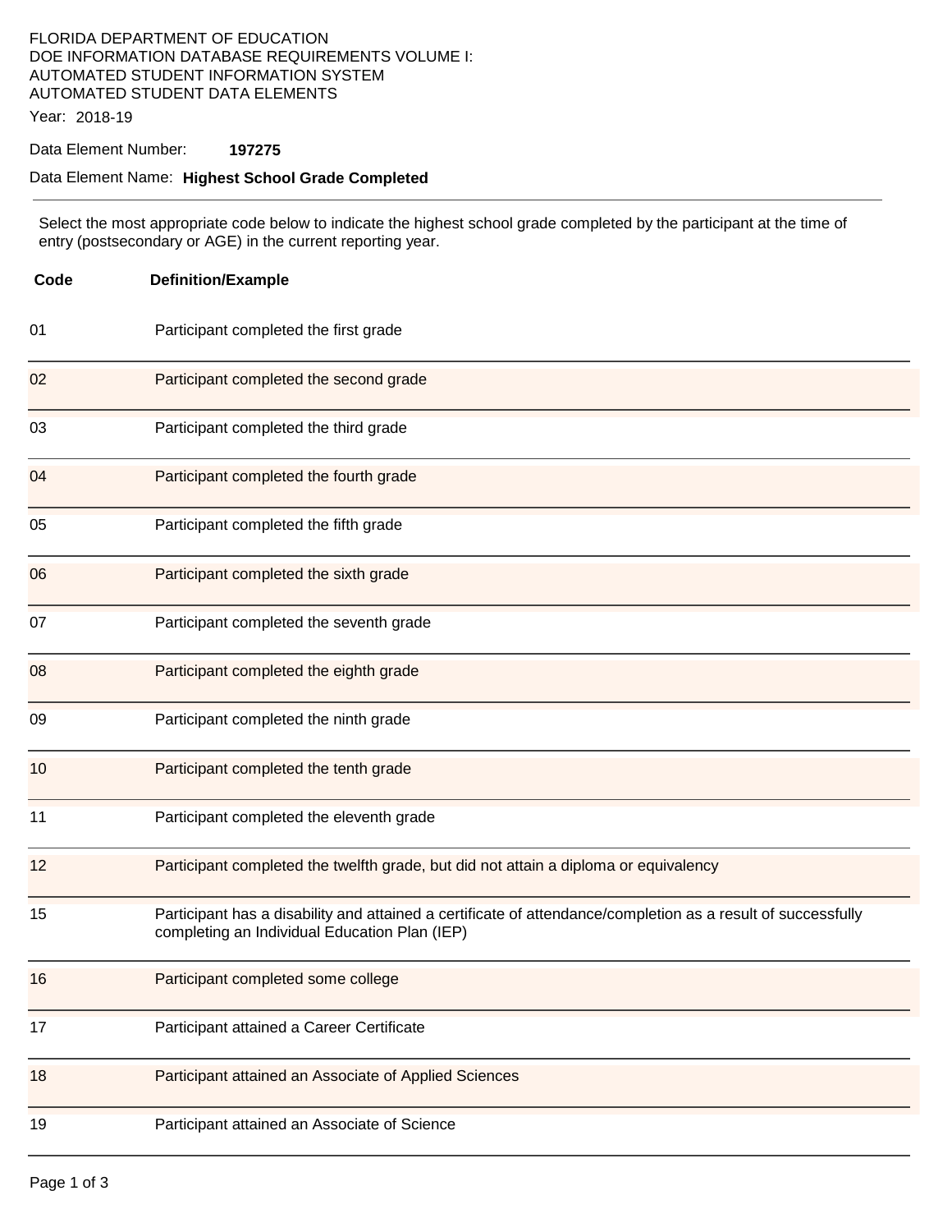FLORIDA DEPARTMENT OF EDUCATION
DOE INFORMATION DATABASE REQUIREMENTS VOLUME I:
AUTOMATED STUDENT INFORMATION SYSTEM
AUTOMATED STUDENT DATA ELEMENTS

Year: 2018-19

Data Element Number: **197275**

Data Element Name: **Highest School Grade Completed**

---

Select the most appropriate code below to indicate the highest school grade completed by the participant at the time of entry (postsecondary or AGE) in the current reporting year.

| Code | Definition/Example |
|---|---|
| 01 | Participant completed the first grade |
| 02 | Participant completed the second grade |
| 03 | Participant completed the third grade |
| 04 | Participant completed the fourth grade |
| 05 | Participant completed the fifth grade |
| 06 | Participant completed the sixth grade |
| 07 | Participant completed the seventh grade |
| 08 | Participant completed the eighth grade |
| 09 | Participant completed the ninth grade |
| 10 | Participant completed the tenth grade |
| 11 | Participant completed the eleventh grade |
| 12 | Participant completed the twelfth grade, but did not attain a diploma or equivalency |
| 15 | Participant has a disability and attained a certificate of attendance/completion as a result of successfully completing an Individual Education Plan (IEP) |
| 16 | Participant completed some college |
| 17 | Participant attained a Career Certificate |
| 18 | Participant attained an Associate of Applied Sciences |
| 19 | Participant attained an Associate of Science |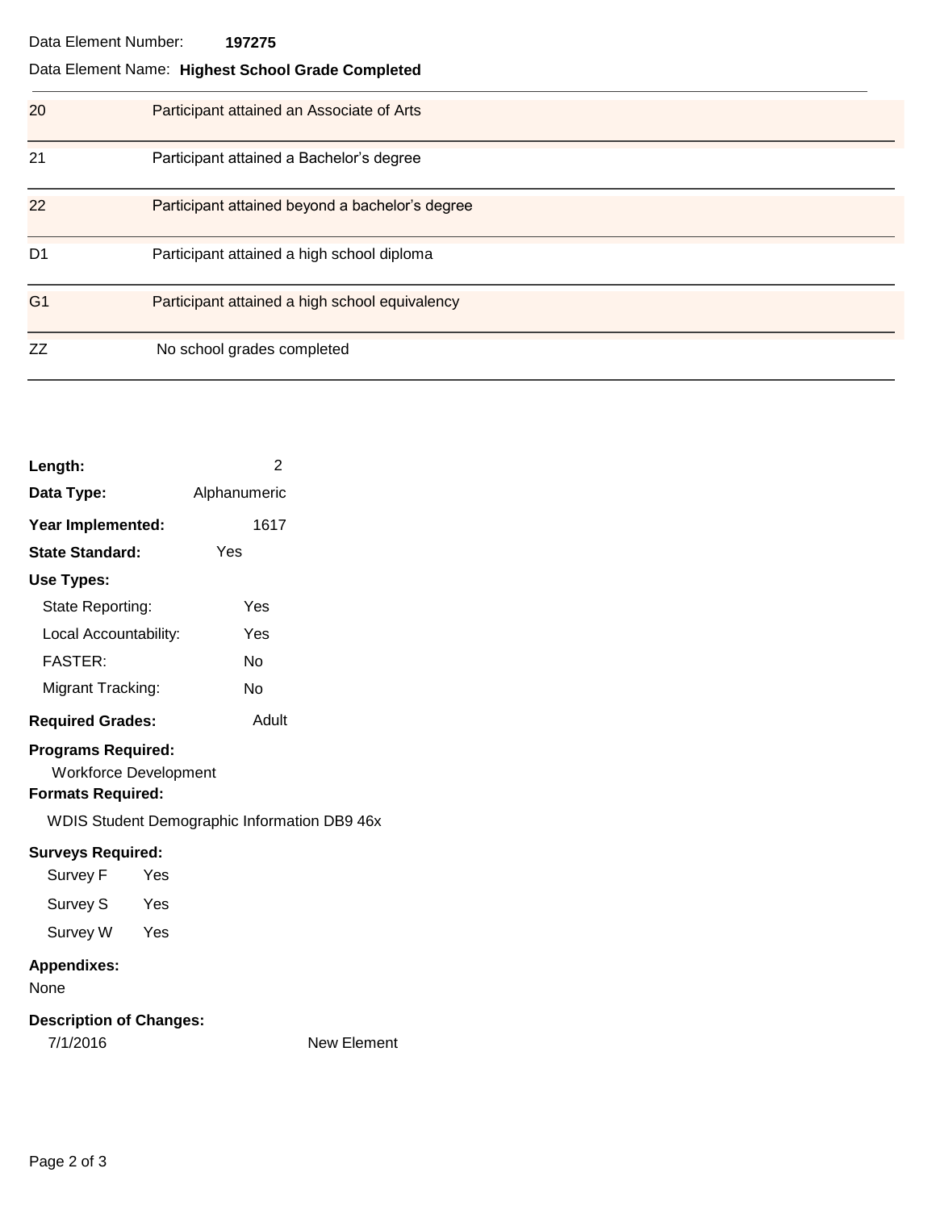Data Element Number: **197275**

Data Element Name: **Highest School Grade Completed**

| | |
|---|---|
| 20 | Participant attained an Associate of Arts |
| 21 | Participant attained a Bachelor's degree |
| 22 | Participant attained beyond a bachelor's degree |
| D1 | Participant attained a high school diploma |
| G1 | Participant attained a high school equivalency |
| ZZ | No school grades completed |

**Length:** 2

**Data Type:** Alphanumeric

**Year Implemented:** 1617

**State Standard:** Yes

**Use Types:**

State Reporting: Yes

Local Accountability: Yes

FASTER: No

Migrant Tracking: No

**Required Grades:** Adult

**Programs Required:**

Workforce Development

**Formats Required:**

WDIS Student Demographic Information DB9 46x

**Surveys Required:**

Survey F Yes

Survey S Yes

Survey W Yes

**Appendixes:**

None

**Description of Changes:**

7/1/2016 New Element